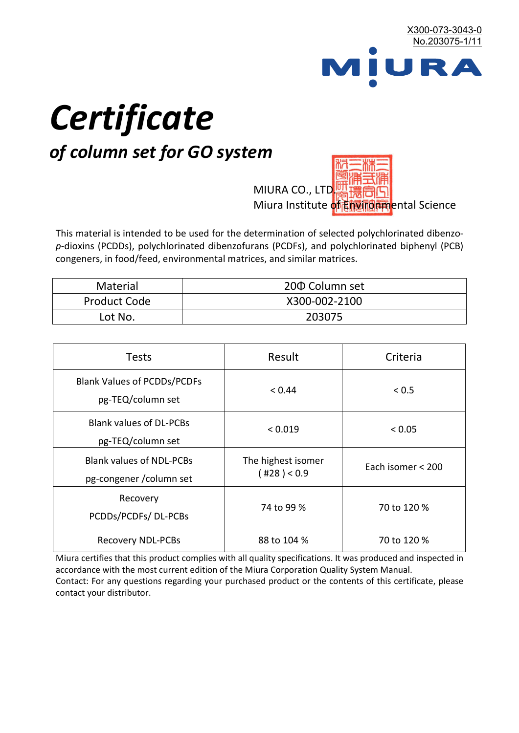X300-073-3043-0
No.203075-1/11

MIURA

# *Certificate*

## *of column set for GO system*

MIURA CO., LTD.
Miura Institute of Environmental Science

This material is intended to be used for the determination of selected polychlorinated dibenzo-*p*-dioxins (PCDDs), polychlorinated dibenzofurans (PCDFs), and polychlorinated biphenyl (PCB) congeners, in food/feed, environmental matrices, and similar matrices.

| Material | 20Φ Column set |
|---|---|
| Product Code | X300-002-2100 |
| Lot No. | 203075 |

| Tests | Result | Criteria |
|---|---|---|
| Blank Values of PCDDs/PCDFs pg-TEQ/column set | < 0.44 | < 0.5 |
| Blank values of DL-PCBs pg-TEQ/column set | < 0.019 | < 0.05 |
| Blank values of NDL-PCBs pg-congener /column set | The highest isomer ( #28 ) < 0.9 | Each isomer < 200 |
| Recovery PCDDs/PCDFs/ DL-PCBs | 74 to 99 % | 70 to 120 % |
| Recovery NDL-PCBs | 88 to 104 % | 70 to 120 % |

Miura certifies that this product complies with all quality specifications. It was produced and inspected in accordance with the most current edition of the Miura Corporation Quality System Manual.
Contact: For any questions regarding your purchased product or the contents of this certificate, please contact your distributor.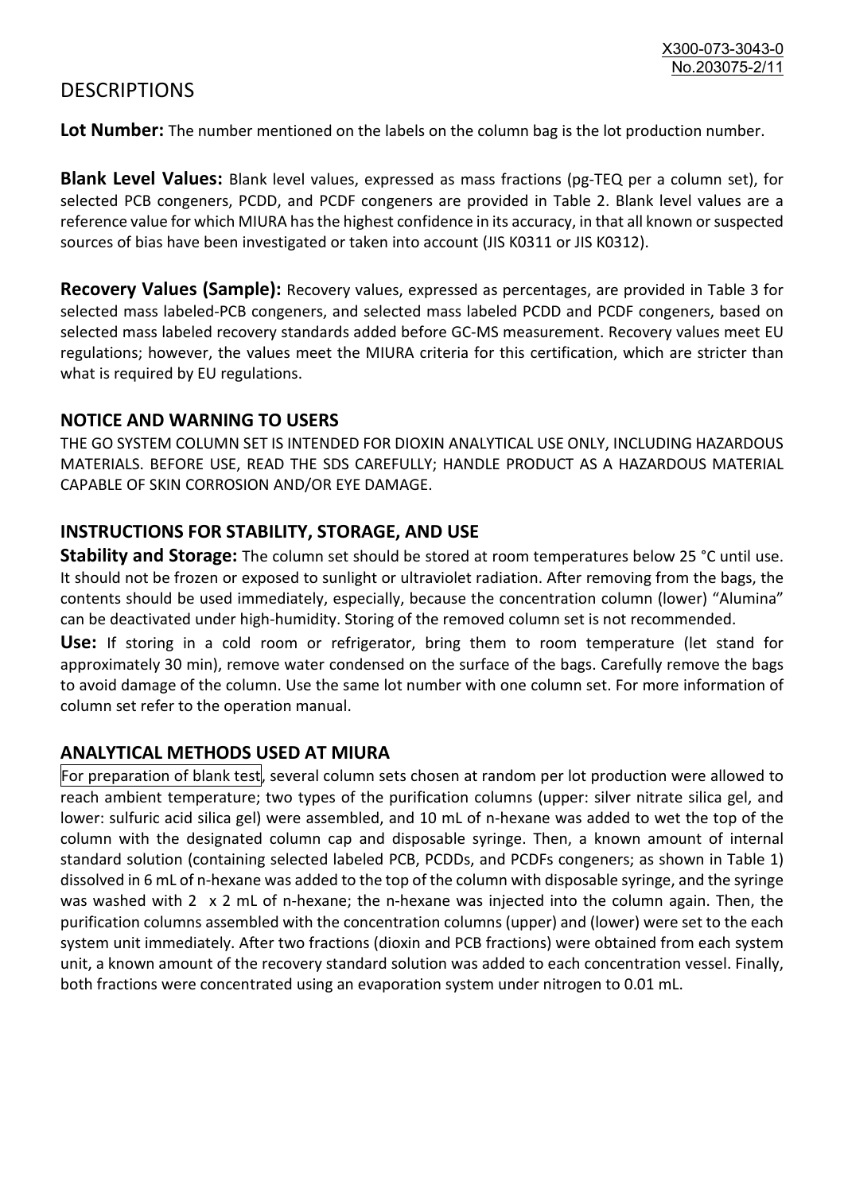# DESCRIPTIONS

**Lot Number:** The number mentioned on the labels on the column bag is the lot production number.

**Blank Level Values:** Blank level values, expressed as mass fractions (pg-TEQ per a column set), for selected PCB congeners, PCDD, and PCDF congeners are provided in Table 2. Blank level values are a reference value for which MIURA has the highest confidence in its accuracy, in that all known or suspected sources of bias have been investigated or taken into account (JIS K0311 or JIS K0312).

**Recovery Values (Sample):** Recovery values, expressed as percentages, are provided in Table 3 for selected mass labeled-PCB congeners, and selected mass labeled PCDD and PCDF congeners, based on selected mass labeled recovery standards added before GC-MS measurement. Recovery values meet EU regulations; however, the values meet the MIURA criteria for this certification, which are stricter than what is required by EU regulations.

## NOTICE AND WARNING TO USERS

THE GO SYSTEM COLUMN SET IS INTENDED FOR DIOXIN ANALYTICAL USE ONLY, INCLUDING HAZARDOUS MATERIALS. BEFORE USE, READ THE SDS CAREFULLY; HANDLE PRODUCT AS A HAZARDOUS MATERIAL CAPABLE OF SKIN CORROSION AND/OR EYE DAMAGE.

## INSTRUCTIONS FOR STABILITY, STORAGE, AND USE

**Stability and Storage:** The column set should be stored at room temperatures below 25 °C until use. It should not be frozen or exposed to sunlight or ultraviolet radiation. After removing from the bags, the contents should be used immediately, especially, because the concentration column (lower) "Alumina" can be deactivated under high-humidity. Storing of the removed column set is not recommended.

**Use:** If storing in a cold room or refrigerator, bring them to room temperature (let stand for approximately 30 min), remove water condensed on the surface of the bags. Carefully remove the bags to avoid damage of the column. Use the same lot number with one column set. For more information of column set refer to the operation manual.

## ANALYTICAL METHODS USED AT MIURA

For preparation of blank test, several column sets chosen at random per lot production were allowed to reach ambient temperature; two types of the purification columns (upper: silver nitrate silica gel, and lower: sulfuric acid silica gel) were assembled, and 10 mL of n-hexane was added to wet the top of the column with the designated column cap and disposable syringe. Then, a known amount of internal standard solution (containing selected labeled PCB, PCDDs, and PCDFs congeners; as shown in Table 1) dissolved in 6 mL of n-hexane was added to the top of the column with disposable syringe, and the syringe was washed with 2 x 2 mL of n-hexane; the n-hexane was injected into the column again. Then, the purification columns assembled with the concentration columns (upper) and (lower) were set to the each system unit immediately. After two fractions (dioxin and PCB fractions) were obtained from each system unit, a known amount of the recovery standard solution was added to each concentration vessel. Finally, both fractions were concentrated using an evaporation system under nitrogen to 0.01 mL.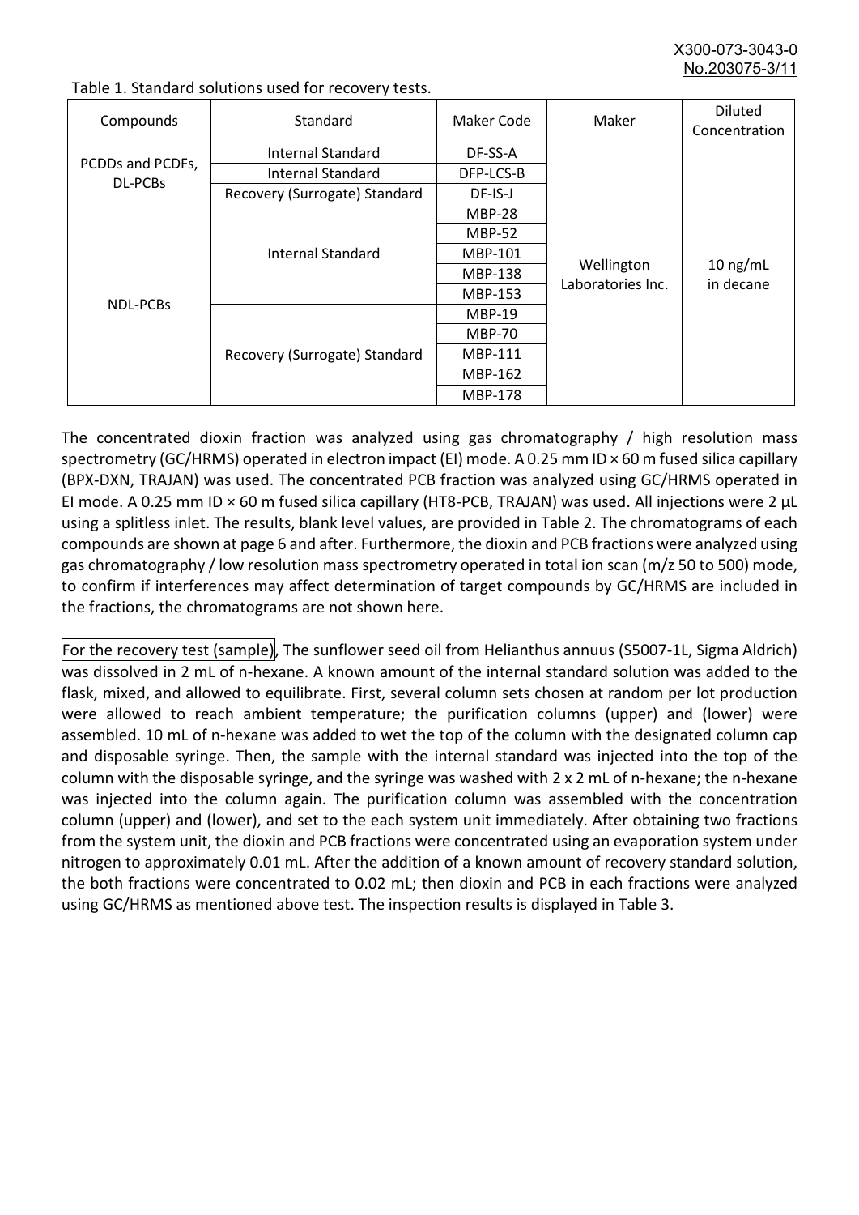Table 1. Standard solutions used for recovery tests.

| Compounds | Standard | Maker Code | Maker | Diluted Concentration |
|---|---|---|---|---|
| PCDDs and PCDFs, DL-PCBs | Internal Standard | DF-SS-A | Wellington Laboratories Inc. | 10 ng/mL in decane |
| | Internal Standard | DFP-LCS-B | | |
| | Recovery (Surrogate) Standard | DF-IS-J | | |
| NDL-PCBs | Internal Standard | MBP-28 | | |
| | | MBP-52 | | |
| | | MBP-101 | | |
| | | MBP-138 | | |
| | | MBP-153 | | |
| | Recovery (Surrogate) Standard | MBP-19 | | |
| | | MBP-70 | | |
| | | MBP-111 | | |
| | | MBP-162 | | |
| | | MBP-178 | | |

The concentrated dioxin fraction was analyzed using gas chromatography / high resolution mass spectrometry (GC/HRMS) operated in electron impact (EI) mode. A 0.25 mm ID × 60 m fused silica capillary (BPX-DXN, TRAJAN) was used. The concentrated PCB fraction was analyzed using GC/HRMS operated in EI mode. A 0.25 mm ID × 60 m fused silica capillary (HT8-PCB, TRAJAN) was used. All injections were 2 µL using a splitless inlet. The results, blank level values, are provided in Table 2. The chromatograms of each compounds are shown at page 6 and after. Furthermore, the dioxin and PCB fractions were analyzed using gas chromatography / low resolution mass spectrometry operated in total ion scan (m/z 50 to 500) mode, to confirm if interferences may affect determination of target compounds by GC/HRMS are included in the fractions, the chromatograms are not shown here.

For the recovery test (sample), The sunflower seed oil from Helianthus annuus (S5007-1L, Sigma Aldrich) was dissolved in 2 mL of n-hexane. A known amount of the internal standard solution was added to the flask, mixed, and allowed to equilibrate. First, several column sets chosen at random per lot production were allowed to reach ambient temperature; the purification columns (upper) and (lower) were assembled. 10 mL of n-hexane was added to wet the top of the column with the designated column cap and disposable syringe. Then, the sample with the internal standard was injected into the top of the column with the disposable syringe, and the syringe was washed with 2 x 2 mL of n-hexane; the n-hexane was injected into the column again. The purification column was assembled with the concentration column (upper) and (lower), and set to the each system unit immediately. After obtaining two fractions from the system unit, the dioxin and PCB fractions were concentrated using an evaporation system under nitrogen to approximately 0.01 mL. After the addition of a known amount of recovery standard solution, the both fractions were concentrated to 0.02 mL; then dioxin and PCB in each fractions were analyzed using GC/HRMS as mentioned above test. The inspection results is displayed in Table 3.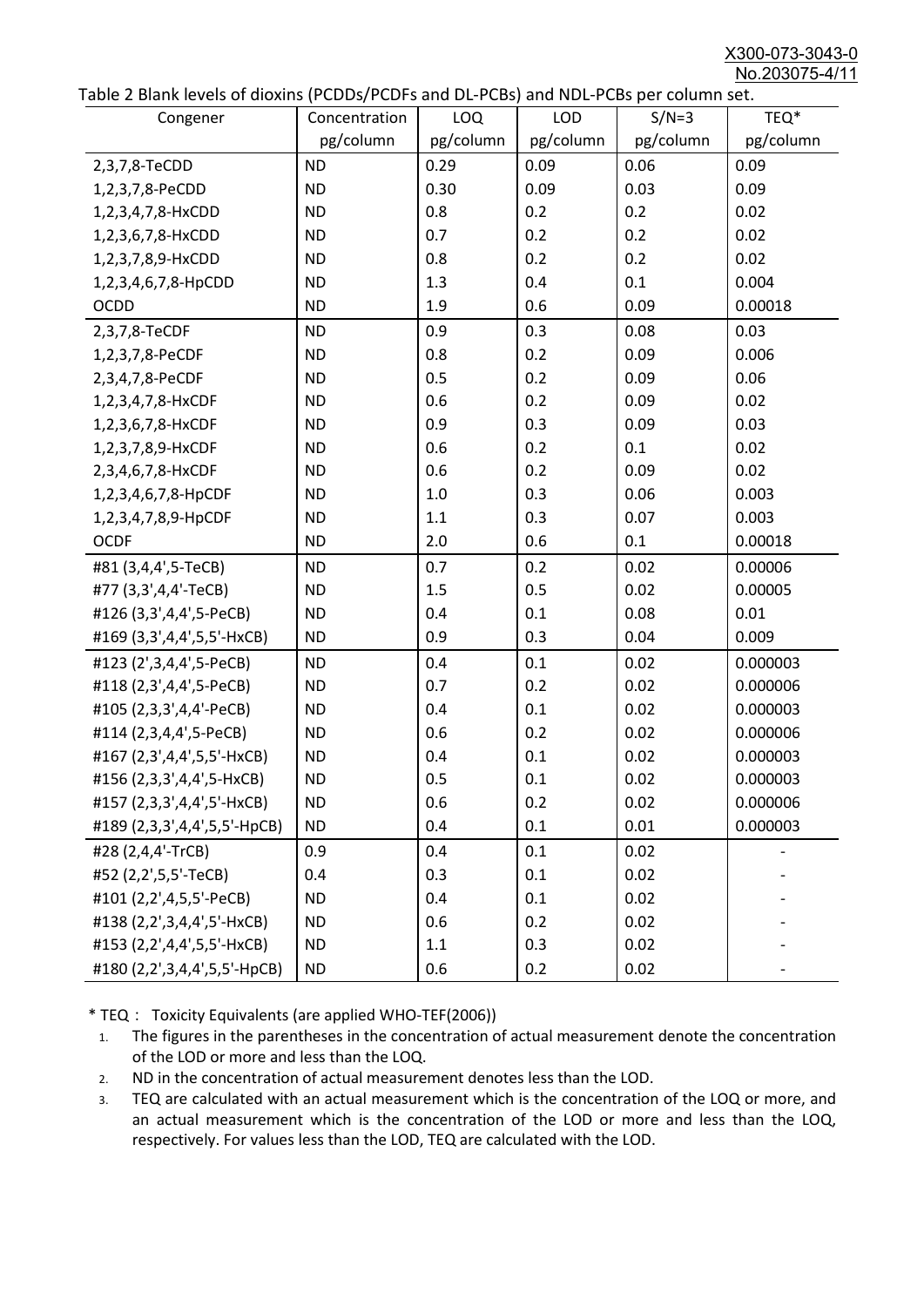Table 2 Blank levels of dioxins (PCDDs/PCDFs and DL-PCBs) and NDL-PCBs per column set.

| Congener | Concentration pg/column | LOQ pg/column | LOD pg/column | S/N=3 pg/column | TEQ* pg/column |
|---|---|---|---|---|---|
| 2,3,7,8-TeCDD | ND | 0.29 | 0.09 | 0.06 | 0.09 |
| 1,2,3,7,8-PeCDD | ND | 0.30 | 0.09 | 0.03 | 0.09 |
| 1,2,3,4,7,8-HxCDD | ND | 0.8 | 0.2 | 0.2 | 0.02 |
| 1,2,3,6,7,8-HxCDD | ND | 0.7 | 0.2 | 0.2 | 0.02 |
| 1,2,3,7,8,9-HxCDD | ND | 0.8 | 0.2 | 0.2 | 0.02 |
| 1,2,3,4,6,7,8-HpCDD | ND | 1.3 | 0.4 | 0.1 | 0.004 |
| OCDD | ND | 1.9 | 0.6 | 0.09 | 0.00018 |
| 2,3,7,8-TeCDF | ND | 0.9 | 0.3 | 0.08 | 0.03 |
| 1,2,3,7,8-PeCDF | ND | 0.8 | 0.2 | 0.09 | 0.006 |
| 2,3,4,7,8-PeCDF | ND | 0.5 | 0.2 | 0.09 | 0.06 |
| 1,2,3,4,7,8-HxCDF | ND | 0.6 | 0.2 | 0.09 | 0.02 |
| 1,2,3,6,7,8-HxCDF | ND | 0.9 | 0.3 | 0.09 | 0.03 |
| 1,2,3,7,8,9-HxCDF | ND | 0.6 | 0.2 | 0.1 | 0.02 |
| 2,3,4,6,7,8-HxCDF | ND | 0.6 | 0.2 | 0.09 | 0.02 |
| 1,2,3,4,6,7,8-HpCDF | ND | 1.0 | 0.3 | 0.06 | 0.003 |
| 1,2,3,4,7,8,9-HpCDF | ND | 1.1 | 0.3 | 0.07 | 0.003 |
| OCDF | ND | 2.0 | 0.6 | 0.1 | 0.00018 |
| #81 (3,4,4',5-TeCB) | ND | 0.7 | 0.2 | 0.02 | 0.00006 |
| #77 (3,3',4,4'-TeCB) | ND | 1.5 | 0.5 | 0.02 | 0.00005 |
| #126 (3,3',4,4',5-PeCB) | ND | 0.4 | 0.1 | 0.08 | 0.01 |
| #169 (3,3',4,4',5,5'-HxCB) | ND | 0.9 | 0.3 | 0.04 | 0.009 |
| #123 (2',3,4,4',5-PeCB) | ND | 0.4 | 0.1 | 0.02 | 0.000003 |
| #118 (2,3',4,4',5-PeCB) | ND | 0.7 | 0.2 | 0.02 | 0.000006 |
| #105 (2,3,3',4,4'-PeCB) | ND | 0.4 | 0.1 | 0.02 | 0.000003 |
| #114 (2,3,4,4',5-PeCB) | ND | 0.6 | 0.2 | 0.02 | 0.000006 |
| #167 (2,3',4,4',5,5'-HxCB) | ND | 0.4 | 0.1 | 0.02 | 0.000003 |
| #156 (2,3,3',4,4',5-HxCB) | ND | 0.5 | 0.1 | 0.02 | 0.000003 |
| #157 (2,3,3',4,4',5'-HxCB) | ND | 0.6 | 0.2 | 0.02 | 0.000006 |
| #189 (2,3,3',4,4',5,5'-HpCB) | ND | 0.4 | 0.1 | 0.01 | 0.000003 |
| #28 (2,4,4'-TrCB) | 0.9 | 0.4 | 0.1 | 0.02 | - |
| #52 (2,2',5,5'-TeCB) | 0.4 | 0.3 | 0.1 | 0.02 | - |
| #101 (2,2',4,5,5'-PeCB) | ND | 0.4 | 0.1 | 0.02 | - |
| #138 (2,2',3,4,4',5'-HxCB) | ND | 0.6 | 0.2 | 0.02 | - |
| #153 (2,2',4,4',5,5'-HxCB) | ND | 1.1 | 0.3 | 0.02 | - |
| #180 (2,2',3,4,4',5,5'-HpCB) | ND | 0.6 | 0.2 | 0.02 | - |

\* TEQ： Toxicity Equivalents (are applied WHO-TEF(2006))

1. The figures in the parentheses in the concentration of actual measurement denote the concentration of the LOD or more and less than the LOQ.
2. ND in the concentration of actual measurement denotes less than the LOD.
3. TEQ are calculated with an actual measurement which is the concentration of the LOQ or more, and an actual measurement which is the concentration of the LOD or more and less than the LOQ, respectively. For values less than the LOD, TEQ are calculated with the LOD.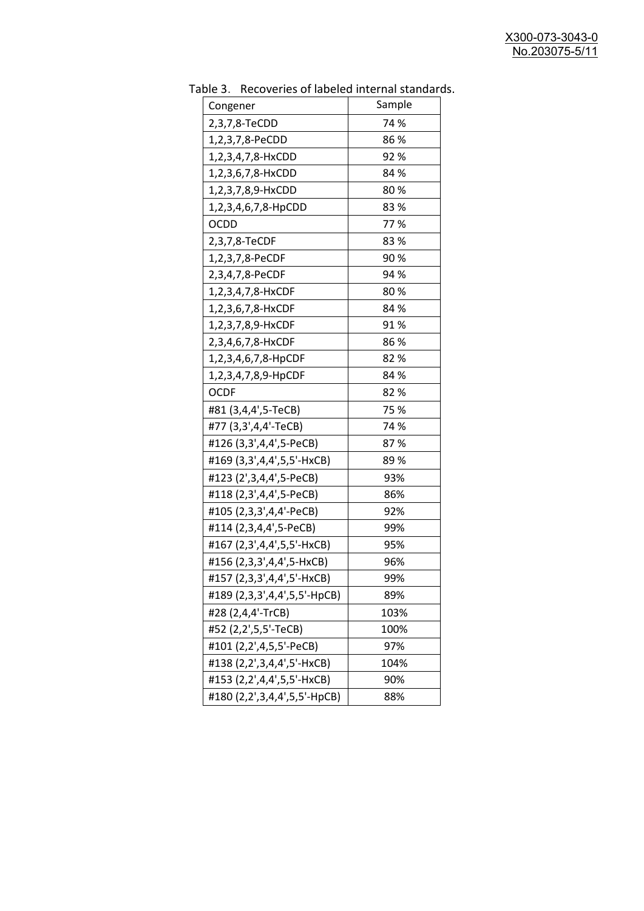Table 3.　Recoveries of labeled internal standards.

| Congener | Sample |
|---|---|
| 2,3,7,8-TeCDD | 74 % |
| 1,2,3,7,8-PeCDD | 86 % |
| 1,2,3,4,7,8-HxCDD | 92 % |
| 1,2,3,6,7,8-HxCDD | 84 % |
| 1,2,3,7,8,9-HxCDD | 80 % |
| 1,2,3,4,6,7,8-HpCDD | 83 % |
| OCDD | 77 % |
| 2,3,7,8-TeCDF | 83 % |
| 1,2,3,7,8-PeCDF | 90 % |
| 2,3,4,7,8-PeCDF | 94 % |
| 1,2,3,4,7,8-HxCDF | 80 % |
| 1,2,3,6,7,8-HxCDF | 84 % |
| 1,2,3,7,8,9-HxCDF | 91 % |
| 2,3,4,6,7,8-HxCDF | 86 % |
| 1,2,3,4,6,7,8-HpCDF | 82 % |
| 1,2,3,4,7,8,9-HpCDF | 84 % |
| OCDF | 82 % |
| #81 (3,4,4',5-TeCB) | 75 % |
| #77 (3,3',4,4'-TeCB) | 74 % |
| #126 (3,3',4,4',5-PeCB) | 87 % |
| #169 (3,3',4,4',5,5'-HxCB) | 89 % |
| #123 (2',3,4,4',5-PeCB) | 93% |
| #118 (2,3',4,4',5-PeCB) | 86% |
| #105 (2,3,3',4,4'-PeCB) | 92% |
| #114 (2,3,4,4',5-PeCB) | 99% |
| #167 (2,3',4,4',5,5'-HxCB) | 95% |
| #156 (2,3,3',4,4',5-HxCB) | 96% |
| #157 (2,3,3',4,4',5'-HxCB) | 99% |
| #189 (2,3,3',4,4',5,5'-HpCB) | 89% |
| #28 (2,4,4'-TrCB) | 103% |
| #52 (2,2',5,5'-TeCB) | 100% |
| #101 (2,2',4,5,5'-PeCB) | 97% |
| #138 (2,2',3,4,4',5'-HxCB) | 104% |
| #153 (2,2',4,4',5,5'-HxCB) | 90% |
| #180 (2,2',3,4,4',5,5'-HpCB) | 88% |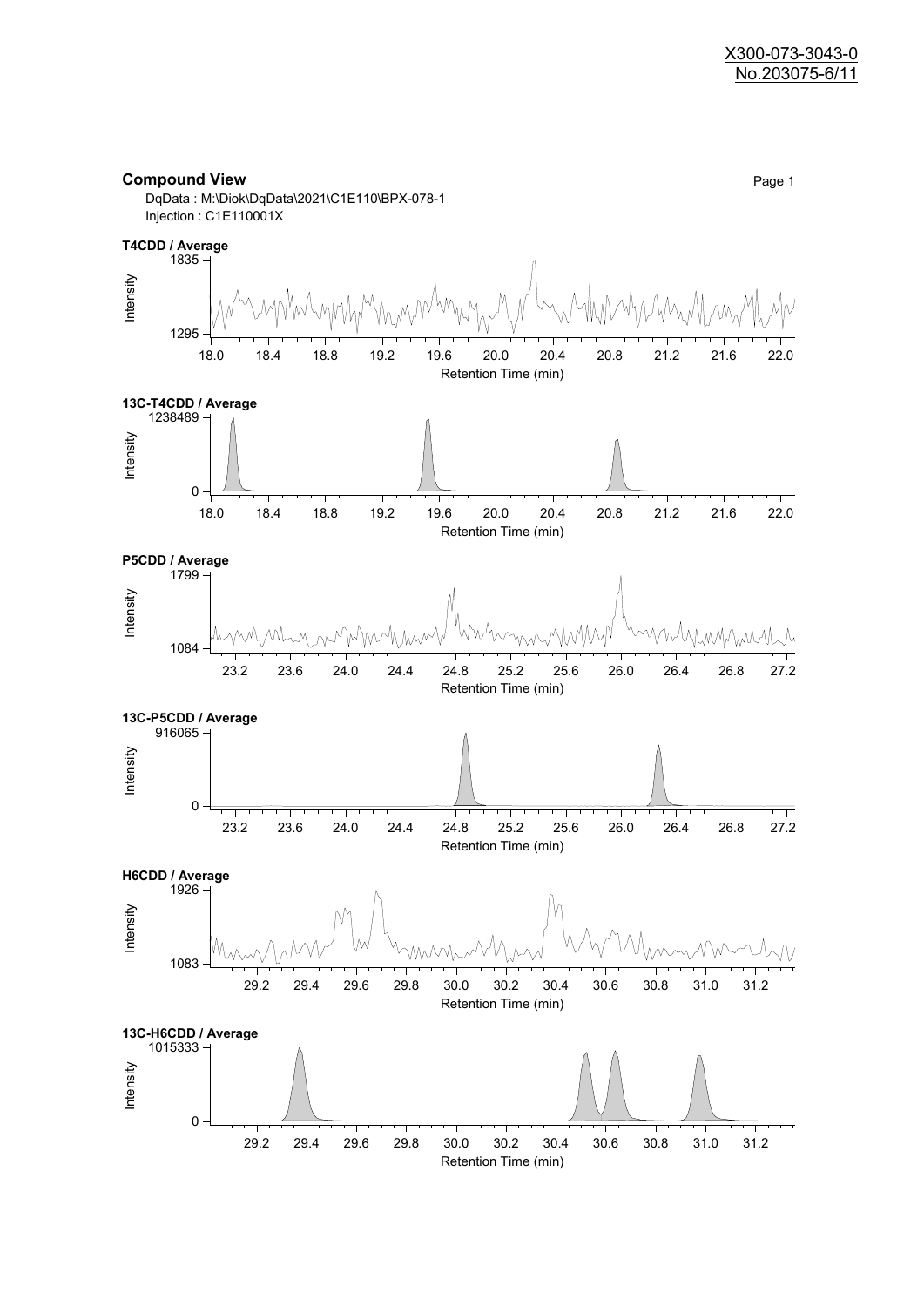X300-073-3043-0
No.203075-6/11

**Compound View**

DqData : M:\Diok\DqData\2021\C1E110\BPX-078-1
Injection : C1E110001X

**T4CDD / Average**

Intensity: 1295 – 1835
Retention Time (min): 18.0 – 22.0

**13C-T4CDD / Average**

Intensity: 0 – 1238489
Retention Time (min): 18.0 – 22.0

**P5CDD / Average**

Intensity: 1084 – 1799
Retention Time (min): 23.2 – 27.2

**13C-P5CDD / Average**

Intensity: 0 – 916065
Retention Time (min): 23.2 – 27.2

**H6CDD / Average**

Intensity: 1083 – 1926
Retention Time (min): 29.2 – 31.2

**13C-H6CDD / Average**

Intensity: 0 – 1015333
Retention Time (min): 29.2 – 31.2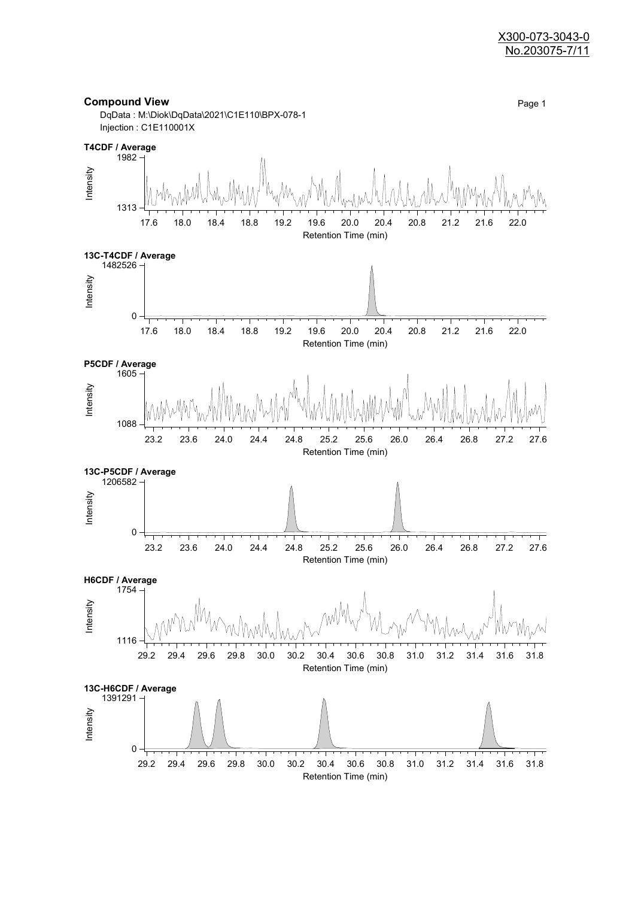X300-073-3043-0
No.203075-7/11

## Compound View

DqData : M:\Diok\DqData\2021\C1E110\BPX-078-1
Injection : C1E110001X

**T4CDF / Average**

Intensity: 1313 – 1982
Retention Time (min): 17.6 – 22.0

**13C-T4CDF / Average**

Intensity: 0 – 1482526
Retention Time (min): 17.6 – 22.0

**P5CDF / Average**

Intensity: 1088 – 1605
Retention Time (min): 23.2 – 27.6

**13C-P5CDF / Average**

Intensity: 0 – 1206582
Retention Time (min): 23.2 – 27.6

**H6CDF / Average**

Intensity: 1116 – 1754
Retention Time (min): 29.2 – 31.8

**13C-H6CDF / Average**

Intensity: 0 – 1391291
Retention Time (min): 29.2 – 31.8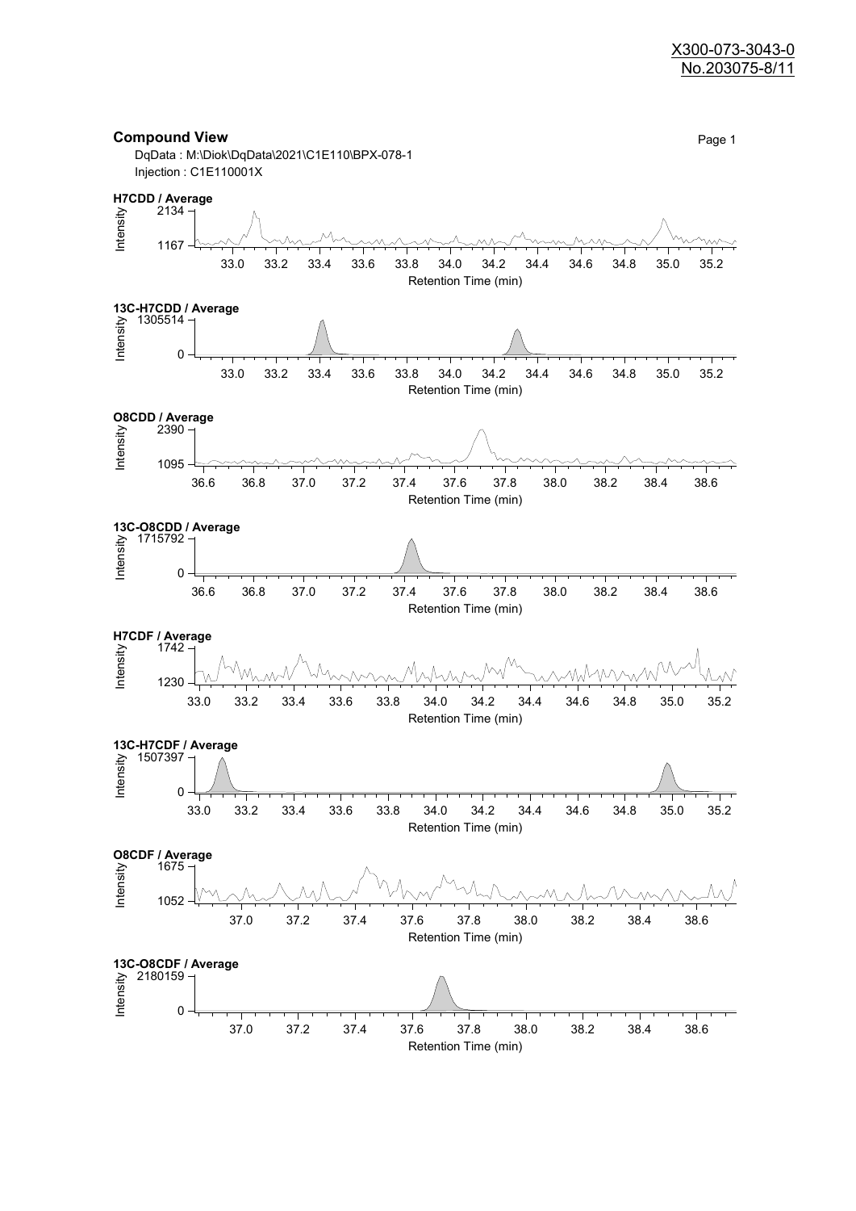X300-073-3043-0
No.203075-8/11

## Compound View

DqData : M:\Diok\DqData\2021\C1E110\BPX-078-1
Injection : C1E110001X

**H7CDD / Average**

Intensity: 2134, 1167
Retention Time (min): 33.0, 33.2, 33.4, 33.6, 33.8, 34.0, 34.2, 34.4, 34.6, 34.8, 35.0, 35.2

**13C-H7CDD / Average**

Intensity: 1305514, 0
Retention Time (min): 33.0, 33.2, 33.4, 33.6, 33.8, 34.0, 34.2, 34.4, 34.6, 34.8, 35.0, 35.2

**O8CDD / Average**

Intensity: 2390, 1095
Retention Time (min): 36.6, 36.8, 37.0, 37.2, 37.4, 37.6, 37.8, 38.0, 38.2, 38.4, 38.6

**13C-O8CDD / Average**

Intensity: 1715792, 0
Retention Time (min): 36.6, 36.8, 37.0, 37.2, 37.4, 37.6, 37.8, 38.0, 38.2, 38.4, 38.6

**H7CDF / Average**

Intensity: 1742, 1230
Retention Time (min): 33.0, 33.2, 33.4, 33.6, 33.8, 34.0, 34.2, 34.4, 34.6, 34.8, 35.0, 35.2

**13C-H7CDF / Average**

Intensity: 1507397, 0
Retention Time (min): 33.0, 33.2, 33.4, 33.6, 33.8, 34.0, 34.2, 34.4, 34.6, 34.8, 35.0, 35.2

**O8CDF / Average**

Intensity: 1675, 1052
Retention Time (min): 37.0, 37.2, 37.4, 37.6, 37.8, 38.0, 38.2, 38.4, 38.6

**13C-O8CDF / Average**

Intensity: 2180159, 0
Retention Time (min): 37.0, 37.2, 37.4, 37.6, 37.8, 38.0, 38.2, 38.4, 38.6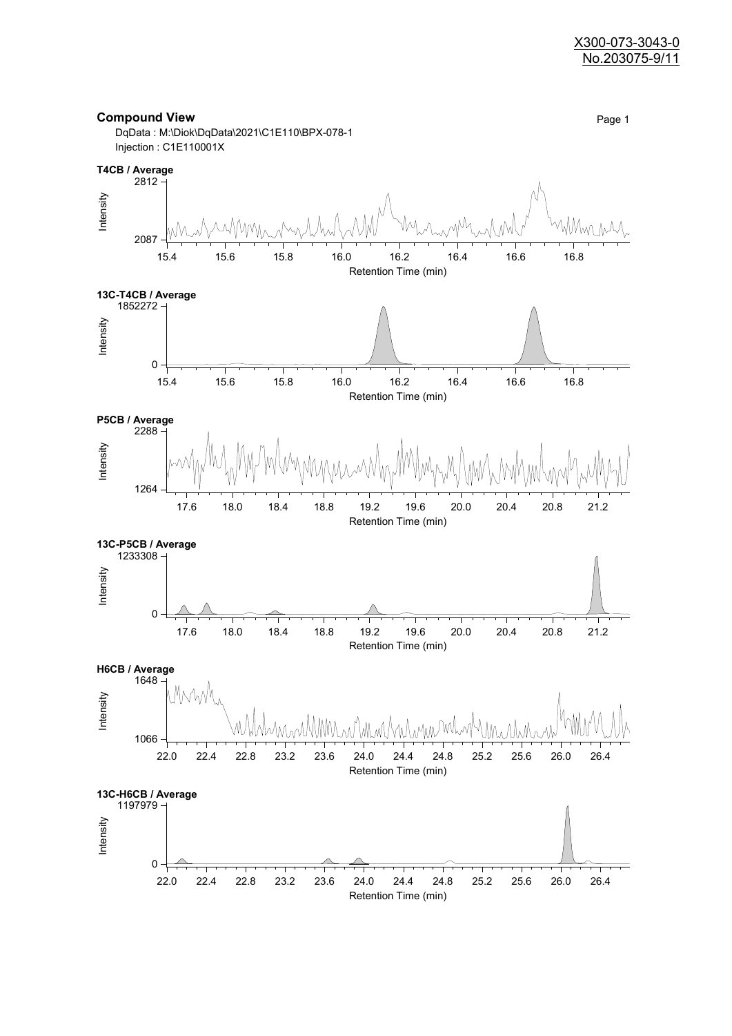X300-073-3043-0
No.203075-9/11

## Compound View

DqData : M:\Diok\DqData\2021\C1E110\BPX-078-1
Injection : C1E110001X

**T4CB / Average**

Intensity: 2087 – 2812
Retention Time (min): 15.4, 15.6, 15.8, 16.0, 16.2, 16.4, 16.6, 16.8

**13C-T4CB / Average**

Intensity: 0 – 1852272
Retention Time (min): 15.4, 15.6, 15.8, 16.0, 16.2, 16.4, 16.6, 16.8

**P5CB / Average**

Intensity: 1264 – 2288
Retention Time (min): 17.6, 18.0, 18.4, 18.8, 19.2, 19.6, 20.0, 20.4, 20.8, 21.2

**13C-P5CB / Average**

Intensity: 0 – 1233308
Retention Time (min): 17.6, 18.0, 18.4, 18.8, 19.2, 19.6, 20.0, 20.4, 20.8, 21.2

**H6CB / Average**

Intensity: 1066 – 1648
Retention Time (min): 22.0, 22.4, 22.8, 23.2, 23.6, 24.0, 24.4, 24.8, 25.2, 25.6, 26.0, 26.4

**13C-H6CB / Average**

Intensity: 0 – 1197979
Retention Time (min): 22.0, 22.4, 22.8, 23.2, 23.6, 24.0, 24.4, 24.8, 25.2, 25.6, 26.0, 26.4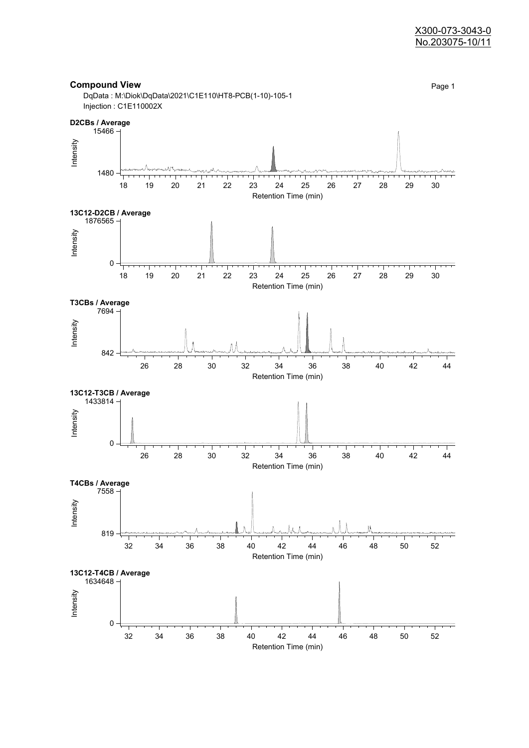X300-073-3043-0
No.203075-10/11

## Compound View

DqData : M:\Diok\DqData\2021\C1E110\HT8-PCB(1-10)-105-1
Injection : C1E110002X

**D2CBs / Average**

Intensity: 1480 – 15466
Retention Time (min): 18 19 20 21 22 23 24 25 26 27 28 29 30

**13C12-D2CB / Average**

Intensity: 0 – 1876565
Retention Time (min): 18 19 20 21 22 23 24 25 26 27 28 29 30

**T3CBs / Average**

Intensity: 842 – 7694
Retention Time (min): 26 28 30 32 34 36 38 40 42 44

**13C12-T3CB / Average**

Intensity: 0 – 1433814
Retention Time (min): 26 28 30 32 34 36 38 40 42 44

**T4CBs / Average**

Intensity: 819 – 7558
Retention Time (min): 32 34 36 38 40 42 44 46 48 50 52

**13C12-T4CB / Average**

Intensity: 0 – 1634648
Retention Time (min): 32 34 36 38 40 42 44 46 48 50 52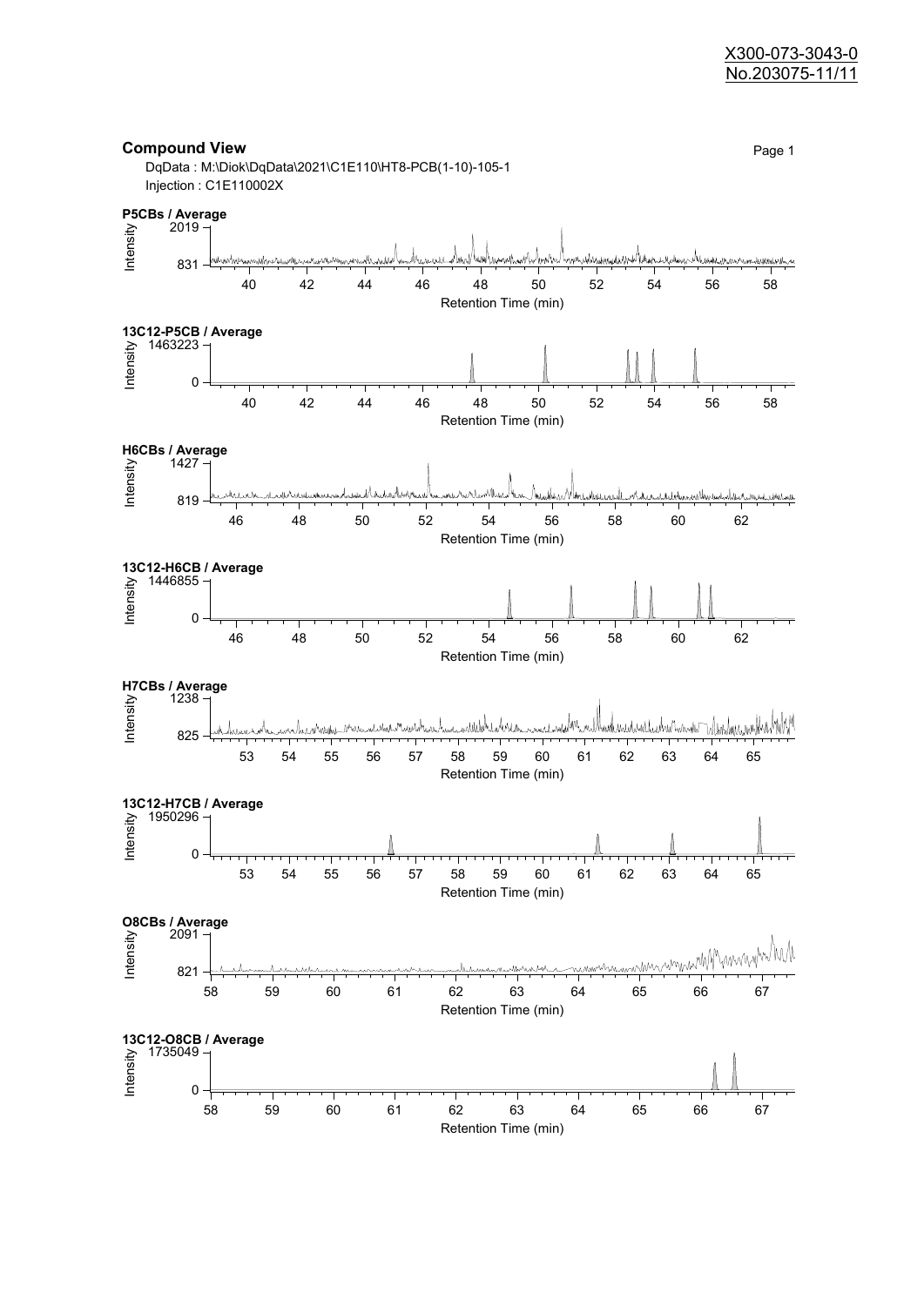X300-073-3043-0
No.203075-11/11

## Compound View

DqData : M:\Diok\DqData\2021\C1E110\HT8-PCB(1-10)-105-1
Injection : C1E110002X

**P5CBs / Average**

Intensity
2019
831
40 42 44 46 48 50 52 54 56 58
Retention Time (min)

**13C12-P5CB / Average**

Intensity
1463223
0
40 42 44 46 48 50 52 54 56 58
Retention Time (min)

**H6CBs / Average**

Intensity
1427
819
46 48 50 52 54 56 58 60 62
Retention Time (min)

**13C12-H6CB / Average**

Intensity
1446855
0
46 48 50 52 54 56 58 60 62
Retention Time (min)

**H7CBs / Average**

Intensity
1238
825
53 54 55 56 57 58 59 60 61 62 63 64 65
Retention Time (min)

**13C12-H7CB / Average**

Intensity
1950296
0
53 54 55 56 57 58 59 60 61 62 63 64 65
Retention Time (min)

**O8CBs / Average**

Intensity
2091
821
58 59 60 61 62 63 64 65 66 67
Retention Time (min)

**13C12-O8CB / Average**

Intensity
1735049
0
58 59 60 61 62 63 64 65 66 67
Retention Time (min)